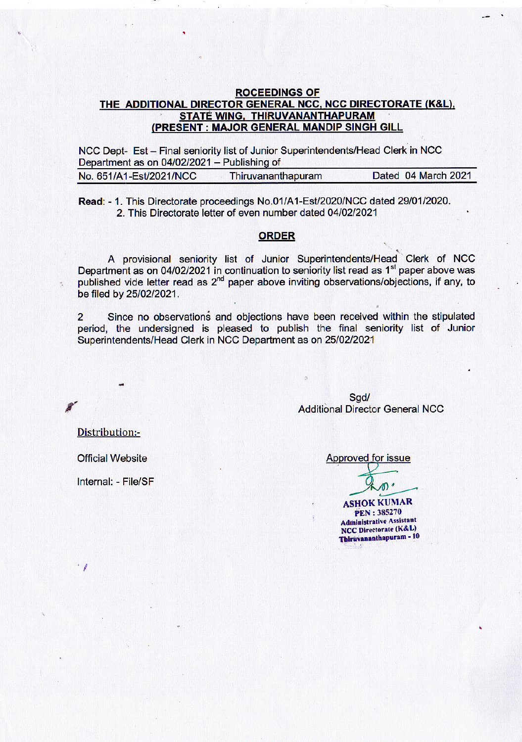**ROCEEDINGS OF**
**THE ADDITIONAL DIRECTOR GENERAL NCC, NCC DIRECTORATE (K&L), STATE WING, THIRUVANANTHAPURAM**
**(PRESENT : MAJOR GENERAL MANDIP SINGH GILL**

NCC Dept- Est – Final seniority list of Junior Superintendents/Head Clerk in NCC Department as on 04/02/2021 – Publishing of

No. 651/A1-Est/2021/NCC    Thiruvananthapuram    Dated 04 March 2021

**Read**: - 1. This Directorate proceedings No.01/A1-Est/2020/NCC dated 29/01/2020.
2. This Directorate letter of even number dated 04/02/2021

## ORDER

A provisional seniority list of Junior Superintendents/Head Clerk of NCC Department as on 04/02/2021 in continuation to seniority list read as 1st paper above was published vide letter read as 2nd paper above inviting observations/objections, if any, to be filed by 25/02/2021.

2 Since no observations and objections have been received within the stipulated period, the undersigned is pleased to publish the final seniority list of Junior Superintendents/Head Clerk in NCC Department as on 25/02/2021

Sgd/
Additional Director General NCC

Distribution:-

Official Website

Internal: - File/SF

Approved for issue

ASHOK KUMAR
PEN : 385270
Administrative Assistant
NCC Directorate (K&L)
Thiruvananthapuram - 10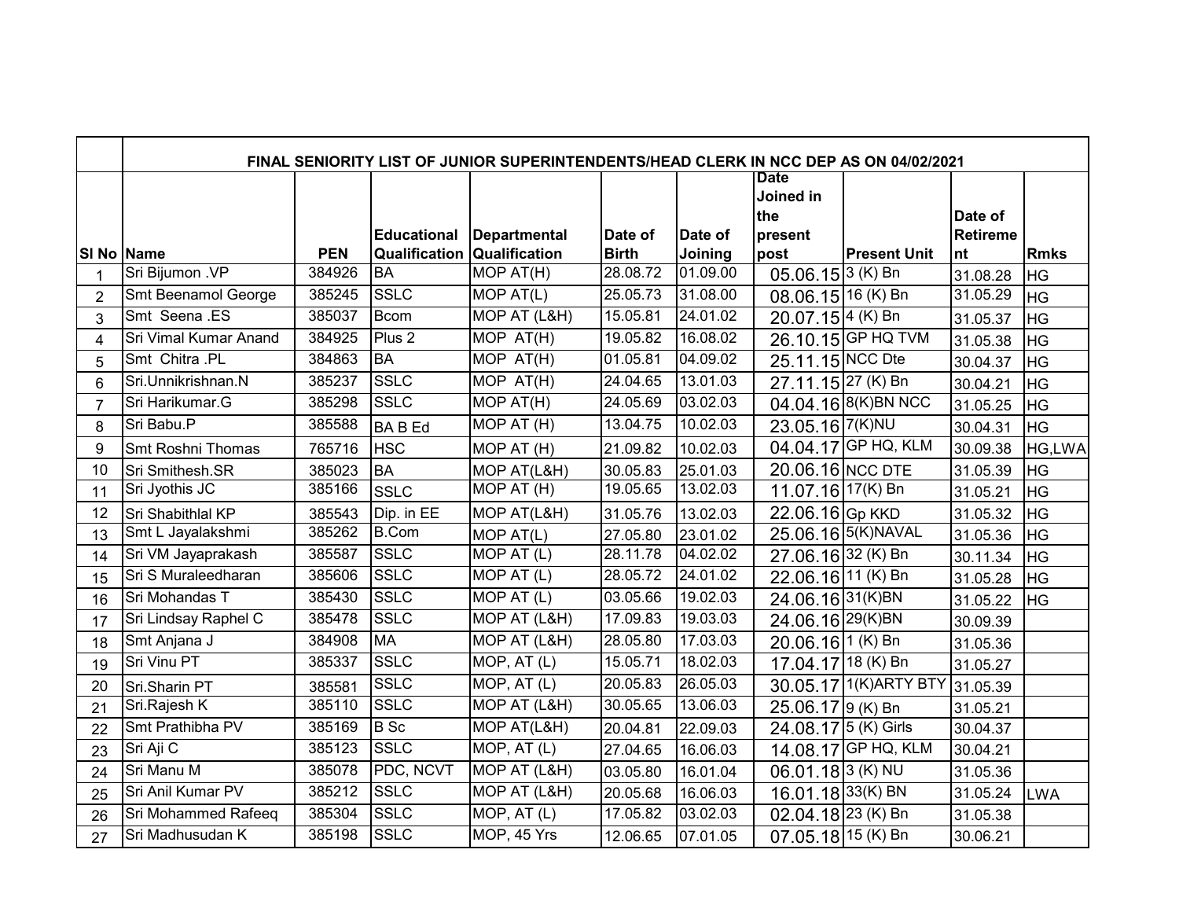| Sl No | Name | PEN | Educational Qualification | Departmental Qualification | Date of Birth | Date of Joining | Date Joined in the present post | Present Unit | Date of Retirement | Rmks |
|---|---|---|---|---|---|---|---|---|---|---|
| | **FINAL SENIORITY LIST OF JUNIOR SUPERINTENDENTS/HEAD CLERK IN NCC DEP AS ON 04/02/2021** | | | | | | | | | |
| 1 | Sri Bijumon .VP | 384926 | BA | MOP AT(H) | 28.08.72 | 01.09.00 | 05.06.15 | 3 (K) Bn | 31.08.28 | HG |
| 2 | Smt Beenamol George | 385245 | SSLC | MOP AT(L) | 25.05.73 | 31.08.00 | 08.06.15 | 16 (K) Bn | 31.05.29 | HG |
| 3 | Smt Seena .ES | 385037 | Bcom | MOP AT (L&H) | 15.05.81 | 24.01.02 | 20.07.15 | 4 (K) Bn | 31.05.37 | HG |
| 4 | Sri Vimal Kumar Anand | 384925 | Plus 2 | MOP AT(H) | 19.05.82 | 16.08.02 | 26.10.15 | GP HQ TVM | 31.05.38 | HG |
| 5 | Smt Chitra .PL | 384863 | BA | MOP AT(H) | 01.05.81 | 04.09.02 | 25.11.15 | NCC Dte | 30.04.37 | HG |
| 6 | Sri.Unnikrishnan.N | 385237 | SSLC | MOP AT(H) | 24.04.65 | 13.01.03 | 27.11.15 | 27 (K) Bn | 30.04.21 | HG |
| 7 | Sri Harikumar.G | 385298 | SSLC | MOP AT(H) | 24.05.69 | 03.02.03 | 04.04.16 | 8(K)BN NCC | 31.05.25 | HG |
| 8 | Sri Babu.P | 385588 | BA B Ed | MOP AT (H) | 13.04.75 | 10.02.03 | 23.05.16 | 7(K)NU | 30.04.31 | HG |
| 9 | Smt Roshni Thomas | 765716 | HSC | MOP AT (H) | 21.09.82 | 10.02.03 | 04.04.17 | GP HQ, KLM | 30.09.38 | HG,LWA |
| 10 | Sri Smithesh.SR | 385023 | BA | MOP AT(L&H) | 30.05.83 | 25.01.03 | 20.06.16 | NCC DTE | 31.05.39 | HG |
| 11 | Sri Jyothis JC | 385166 | SSLC | MOP AT (H) | 19.05.65 | 13.02.03 | 11.07.16 | 17(K) Bn | 31.05.21 | HG |
| 12 | Sri Shabithlal KP | 385543 | Dip. in EE | MOP AT(L&H) | 31.05.76 | 13.02.03 | 22.06.16 | Gp KKD | 31.05.32 | HG |
| 13 | Smt L Jayalakshmi | 385262 | B.Com | MOP AT(L) | 27.05.80 | 23.01.02 | 25.06.16 | 5(K)NAVAL | 31.05.36 | HG |
| 14 | Sri VM Jayaprakash | 385587 | SSLC | MOP AT (L) | 28.11.78 | 04.02.02 | 27.06.16 | 32 (K) Bn | 30.11.34 | HG |
| 15 | Sri S Muraleedharan | 385606 | SSLC | MOP AT (L) | 28.05.72 | 24.01.02 | 22.06.16 | 11 (K) Bn | 31.05.28 | HG |
| 16 | Sri Mohandas T | 385430 | SSLC | MOP AT (L) | 03.05.66 | 19.02.03 | 24.06.16 | 31(K)BN | 31.05.22 | HG |
| 17 | Sri Lindsay Raphel C | 385478 | SSLC | MOP AT (L&H) | 17.09.83 | 19.03.03 | 24.06.16 | 29(K)BN | 30.09.39 | |
| 18 | Smt Anjana J | 384908 | MA | MOP AT (L&H) | 28.05.80 | 17.03.03 | 20.06.16 | 1 (K) Bn | 31.05.36 | |
| 19 | Sri Vinu PT | 385337 | SSLC | MOP, AT (L) | 15.05.71 | 18.02.03 | 17.04.17 | 18 (K) Bn | 31.05.27 | |
| 20 | Sri.Sharin PT | 385581 | SSLC | MOP, AT (L) | 20.05.83 | 26.05.03 | 30.05.17 | 1(K)ARTY BTY | 31.05.39 | |
| 21 | Sri.Rajesh K | 385110 | SSLC | MOP AT (L&H) | 30.05.65 | 13.06.03 | 25.06.17 | 9 (K) Bn | 31.05.21 | |
| 22 | Smt Prathibha PV | 385169 | B Sc | MOP AT(L&H) | 20.04.81 | 22.09.03 | 24.08.17 | 5 (K) Girls | 30.04.37 | |
| 23 | Sri Aji C | 385123 | SSLC | MOP, AT (L) | 27.04.65 | 16.06.03 | 14.08.17 | GP HQ, KLM | 30.04.21 | |
| 24 | Sri Manu M | 385078 | PDC, NCVT | MOP AT (L&H) | 03.05.80 | 16.01.04 | 06.01.18 | 3 (K) NU | 31.05.36 | |
| 25 | Sri Anil Kumar PV | 385212 | SSLC | MOP AT (L&H) | 20.05.68 | 16.06.03 | 16.01.18 | 33(K) BN | 31.05.24 | LWA |
| 26 | Sri Mohammed Rafeeq | 385304 | SSLC | MOP, AT (L) | 17.05.82 | 03.02.03 | 02.04.18 | 23 (K) Bn | 31.05.38 | |
| 27 | Sri Madhusudan K | 385198 | SSLC | MOP, 45 Yrs | 12.06.65 | 07.01.05 | 07.05.18 | 15 (K) Bn | 30.06.21 | |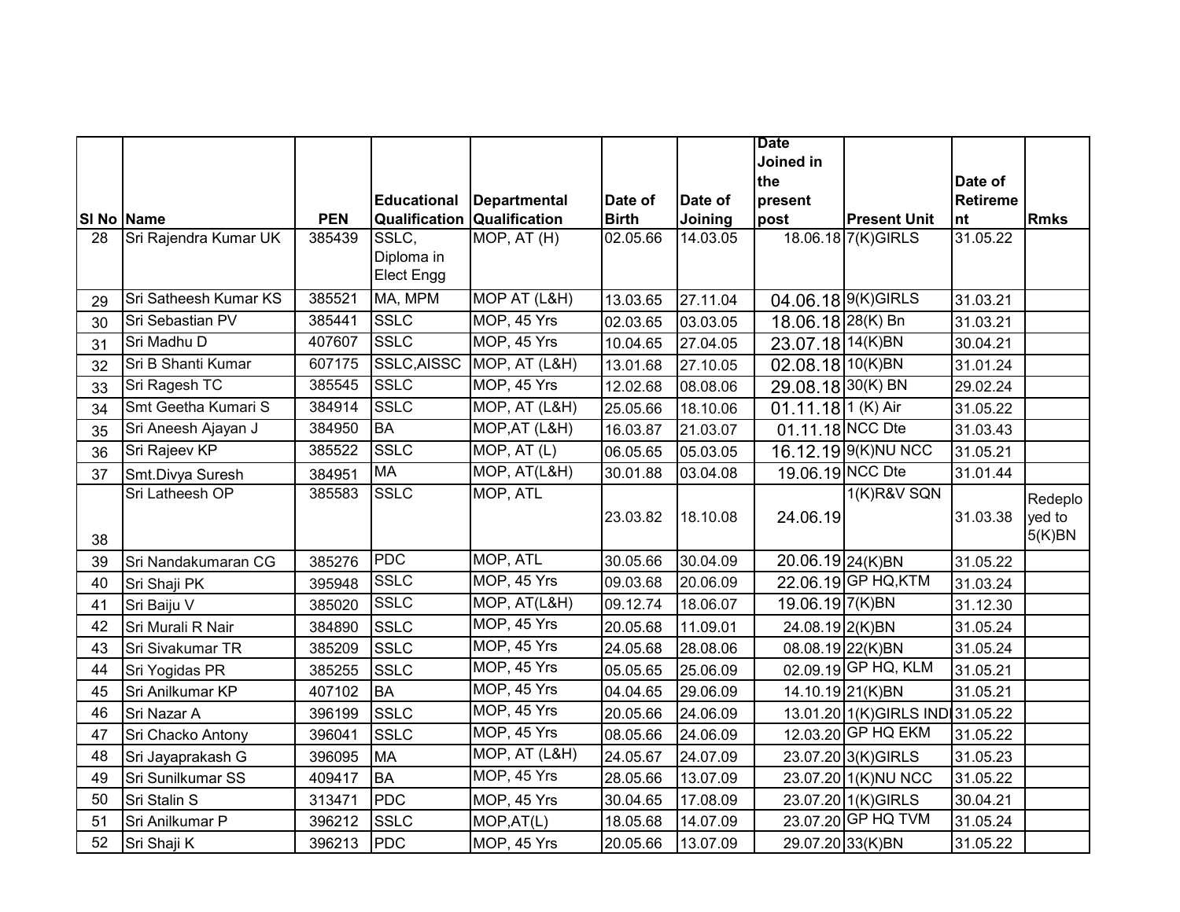| Sl No | Name | PEN | Educational Qualification | Departmental Qualification | Date of Birth | Date of Joining | Date Joined in the present post | Present Unit | Date of Retirement | Rmks |
|---|---|---|---|---|---|---|---|---|---|---|
| 28 | Sri Rajendra Kumar UK | 385439 | SSLC, Diploma in Elect Engg | MOP, AT (H) | 02.05.66 | 14.03.05 | 18.06.18 | 7(K)GIRLS | 31.05.22 | |
| 29 | Sri Satheesh Kumar KS | 385521 | MA, MPM | MOP AT (L&H) | 13.03.65 | 27.11.04 | 04.06.18 | 9(K)GIRLS | 31.03.21 | |
| 30 | Sri Sebastian PV | 385441 | SSLC | MOP, 45 Yrs | 02.03.65 | 03.03.05 | 18.06.18 | 28(K) Bn | 31.03.21 | |
| 31 | Sri Madhu D | 407607 | SSLC | MOP, 45 Yrs | 10.04.65 | 27.04.05 | 23.07.18 | 14(K)BN | 30.04.21 | |
| 32 | Sri B Shanti Kumar | 607175 | SSLC,AISSC | MOP, AT (L&H) | 13.01.68 | 27.10.05 | 02.08.18 | 10(K)BN | 31.01.24 | |
| 33 | Sri Ragesh TC | 385545 | SSLC | MOP, 45 Yrs | 12.02.68 | 08.08.06 | 29.08.18 | 30(K) BN | 29.02.24 | |
| 34 | Smt Geetha Kumari S | 384914 | SSLC | MOP, AT (L&H) | 25.05.66 | 18.10.06 | 01.11.18 | 1 (K) Air | 31.05.22 | |
| 35 | Sri Aneesh Ajayan J | 384950 | BA | MOP,AT (L&H) | 16.03.87 | 21.03.07 | 01.11.18 | NCC Dte | 31.03.43 | |
| 36 | Sri Rajeev KP | 385522 | SSLC | MOP, AT (L) | 06.05.65 | 05.03.05 | 16.12.19 | 9(K)NU NCC | 31.05.21 | |
| 37 | Smt.Divya Suresh | 384951 | MA | MOP, AT(L&H) | 30.01.88 | 03.04.08 | 19.06.19 | NCC Dte | 31.01.44 | |
| 38 | Sri Latheesh OP | 385583 | SSLC | MOP, ATL | 23.03.82 | 18.10.08 | 24.06.19 | 1(K)R&V SQN | 31.03.38 | Redeployed to 5(K)BN |
| 39 | Sri Nandakumaran CG | 385276 | PDC | MOP, ATL | 30.05.66 | 30.04.09 | 20.06.19 | 24(K)BN | 31.05.22 | |
| 40 | Sri Shaji PK | 395948 | SSLC | MOP, 45 Yrs | 09.03.68 | 20.06.09 | 22.06.19 | GP HQ,KTM | 31.03.24 | |
| 41 | Sri Baiju V | 385020 | SSLC | MOP, AT(L&H) | 09.12.74 | 18.06.07 | 19.06.19 | 7(K)BN | 31.12.30 | |
| 42 | Sri Murali R Nair | 384890 | SSLC | MOP, 45 Yrs | 20.05.68 | 11.09.01 | 24.08.19 | 2(K)BN | 31.05.24 | |
| 43 | Sri Sivakumar TR | 385209 | SSLC | MOP, 45 Yrs | 24.05.68 | 28.08.06 | 08.08.19 | 22(K)BN | 31.05.24 | |
| 44 | Sri Yogidas PR | 385255 | SSLC | MOP, 45 Yrs | 05.05.65 | 25.06.09 | 02.09.19 | GP HQ, KLM | 31.05.21 | |
| 45 | Sri Anilkumar KP | 407102 | BA | MOP, 45 Yrs | 04.04.65 | 29.06.09 | 14.10.19 | 21(K)BN | 31.05.21 | |
| 46 | Sri Nazar A | 396199 | SSLC | MOP, 45 Yrs | 20.05.66 | 24.06.09 | 13.01.20 | 1(K)GIRLS INDI | 31.05.22 | |
| 47 | Sri Chacko Antony | 396041 | SSLC | MOP, 45 Yrs | 08.05.66 | 24.06.09 | 12.03.20 | GP HQ EKM | 31.05.22 | |
| 48 | Sri Jayaprakash G | 396095 | MA | MOP, AT (L&H) | 24.05.67 | 24.07.09 | 23.07.20 | 3(K)GIRLS | 31.05.23 | |
| 49 | Sri Sunilkumar SS | 409417 | BA | MOP, 45 Yrs | 28.05.66 | 13.07.09 | 23.07.20 | 1(K)NU NCC | 31.05.22 | |
| 50 | Sri Stalin S | 313471 | PDC | MOP, 45 Yrs | 30.04.65 | 17.08.09 | 23.07.20 | 1(K)GIRLS | 30.04.21 | |
| 51 | Sri Anilkumar P | 396212 | SSLC | MOP,AT(L) | 18.05.68 | 14.07.09 | 23.07.20 | GP HQ TVM | 31.05.24 | |
| 52 | Sri Shaji K | 396213 | PDC | MOP, 45 Yrs | 20.05.66 | 13.07.09 | 29.07.20 | 33(K)BN | 31.05.22 | |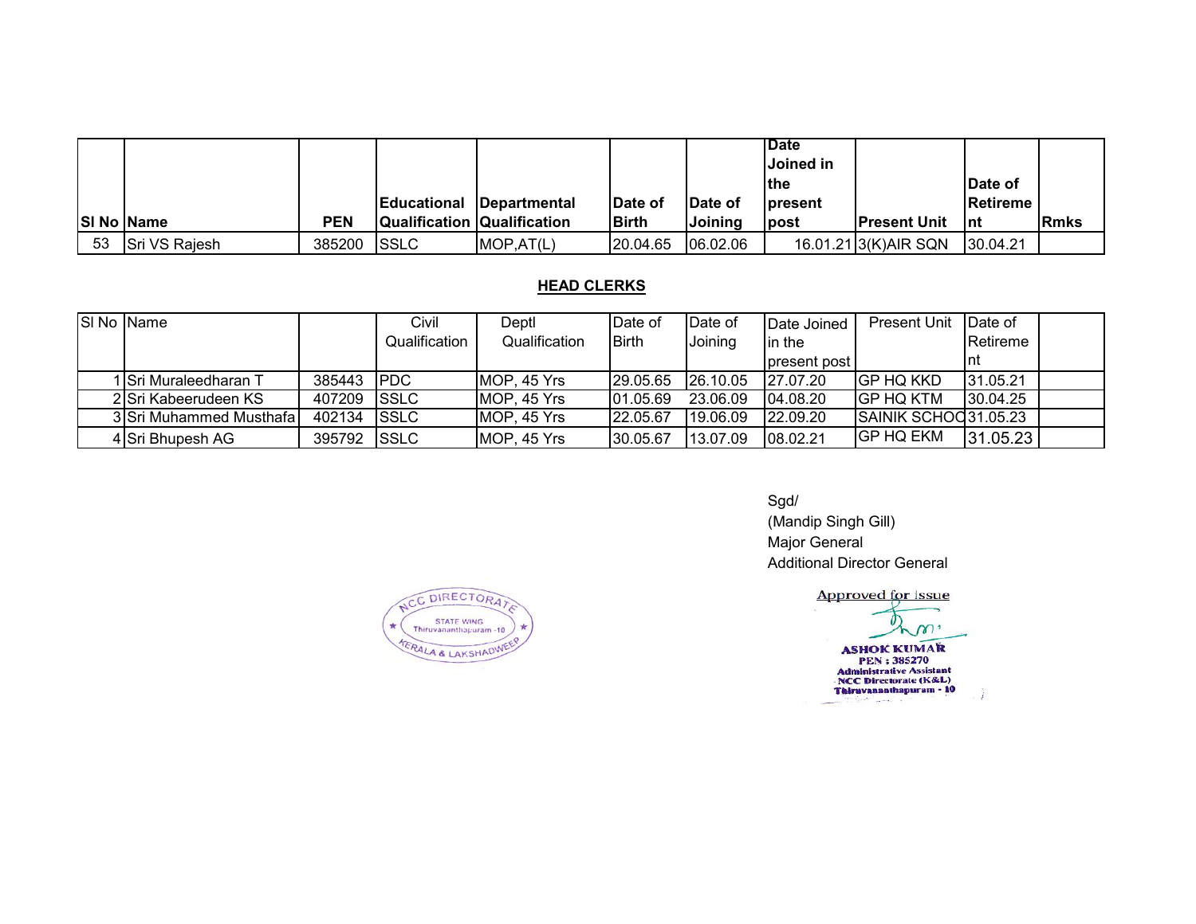| Sl No | Name | PEN | Educational Qualification | Departmental Qualification | Date of Birth | Date of Joining | Date Joined in the present post | Present Unit | Date of Retirement | Rmks |
|---|---|---|---|---|---|---|---|---|---|---|
| 53 | Sri VS Rajesh | 385200 | SSLC | MOP,AT(L) | 20.04.65 | 06.02.06 | 16.01.21 | 3(K)AIR SQN | 30.04.21 | |

## HEAD CLERKS

| Sl No | Name | | Civil Qualification | Deptl Qualification | Date of Birth | Date of Joining | Date Joined in the present post | Present Unit | Date of Retirement | |
|---|---|---|---|---|---|---|---|---|---|---|
| 1 | Sri Muraleedharan T | 385443 | PDC | MOP, 45 Yrs | 29.05.65 | 26.10.05 | 27.07.20 | GP HQ KKD | 31.05.21 | |
| 2 | Sri Kabeerudeen KS | 407209 | SSLC | MOP, 45 Yrs | 01.05.69 | 23.06.09 | 04.08.20 | GP HQ KTM | 30.04.25 | |
| 3 | Sri Muhammed Musthafa | 402134 | SSLC | MOP, 45 Yrs | 22.05.67 | 19.06.09 | 22.09.20 | SAINIK SCHOO | 31.05.23 | |
| 4 | Sri Bhupesh AG | 395792 | SSLC | MOP, 45 Yrs | 30.05.67 | 13.07.09 | 08.02.21 | GP HQ EKM | 31.05.23 | |

Sgd/
(Mandip Singh Gill)
Major General
Additional Director General

NCC DIRECTORATE
STATE WING
Thiruvananthapuram -10
KERALA & LAKSHADWEEP

Approved for issue

ASHOK KUMAR
PEN : 385270
Administrative Assistant
NCC Directorate (K&L)
Thiruvananthapuram - 10